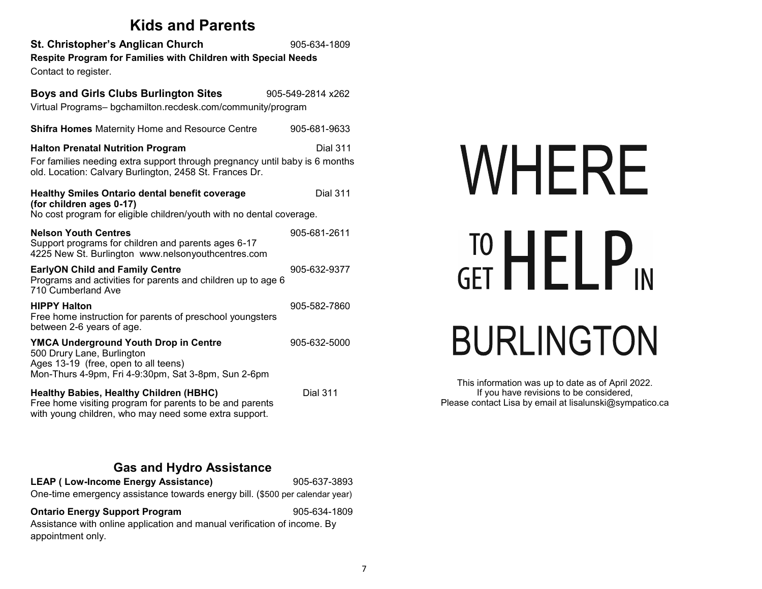## Kids and Parents

**St. Christopher's Anglican Church** 905-634-1809
**Respite Program for Families with Children with Special Needs**
Contact to register.

**Boys and Girls Clubs Burlington Sites** 905-549-2814 x262
Virtual Programs– bgchamilton.recdesk.com/community/program

**Shifra Homes** Maternity Home and Resource Centre 905-681-9633

**Halton Prenatal Nutrition Program** Dial 311
For families needing extra support through pregnancy until baby is 6 months old. Location: Calvary Burlington, 2458 St. Frances Dr.

**Healthy Smiles Ontario dental benefit coverage (for children ages 0-17)** Dial 311
No cost program for eligible children/youth with no dental coverage.

**Nelson Youth Centres** 905-681-2611
Support programs for children and parents ages 6-17
4225 New St. Burlington www.nelsonyouthcentres.com

**EarlyON Child and Family Centre** 905-632-9377
Programs and activities for parents and children up to age 6
710 Cumberland Ave

**HIPPY Halton** 905-582-7860
Free home instruction for parents of preschool youngsters between 2-6 years of age.

**YMCA Underground Youth Drop in Centre** 905-632-5000
500 Drury Lane, Burlington
Ages 13-19 (free, open to all teens)
Mon-Thurs 4-9pm, Fri 4-9:30pm, Sat 3-8pm, Sun 2-6pm

**Healthy Babies, Healthy Children (HBHC)** Dial 311
Free home visiting program for parents to be and parents with young children, who may need some extra support.

## Gas and Hydro Assistance

**LEAP ( Low-Income Energy Assistance)** 905-637-3893
One-time emergency assistance towards energy bill. ($500 per calendar year)

**Ontario Energy Support Program** 905-634-1809
Assistance with online application and manual verification of income. By appointment only.

# WHERE TO GET HELP IN BURLINGTON

This information was up to date as of April 2022.
If you have revisions to be considered,
Please contact Lisa by email at lisalunski@sympatico.ca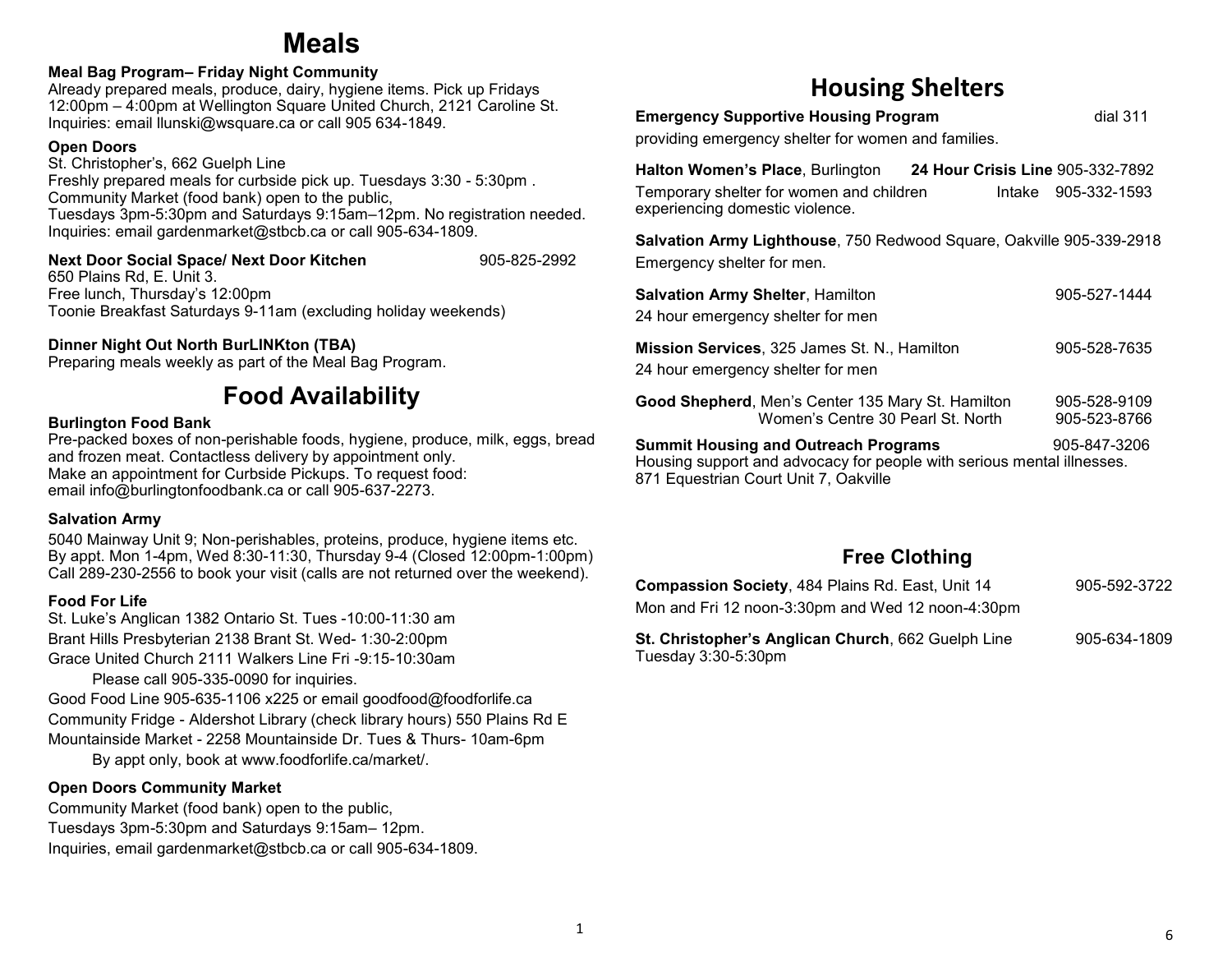# Meals

**Meal Bag Program– Friday Night Community**
Already prepared meals, produce, dairy, hygiene items. Pick up Fridays 12:00pm – 4:00pm at Wellington Square United Church, 2121 Caroline St. Inquiries: email llunski@wsquare.ca or call 905 634-1849.

**Open Doors**
St. Christopher's, 662 Guelph Line
Freshly prepared meals for curbside pick up. Tuesdays 3:30 - 5:30pm .
Community Market (food bank) open to the public,
Tuesdays 3pm-5:30pm and Saturdays 9:15am–12pm. No registration needed.
Inquiries: email gardenmarket@stbcb.ca or call 905-634-1809.

**Next Door Social Space/ Next Door Kitchen** 905-825-2992
650 Plains Rd, E. Unit 3.
Free lunch, Thursday's 12:00pm
Toonie Breakfast Saturdays 9-11am (excluding holiday weekends)

**Dinner Night Out North BurLINKton (TBA)**
Preparing meals weekly as part of the Meal Bag Program.

# Food Availability

**Burlington Food Bank**
Pre-packed boxes of non-perishable foods, hygiene, produce, milk, eggs, bread and frozen meat. Contactless delivery by appointment only.
Make an appointment for Curbside Pickups. To request food:
email info@burlingtonfoodbank.ca or call 905-637-2273.

**Salvation Army**
5040 Mainway Unit 9; Non-perishables, proteins, produce, hygiene items etc.
By appt. Mon 1-4pm, Wed 8:30-11:30, Thursday 9-4 (Closed 12:00pm-1:00pm)
Call 289-230-2556 to book your visit (calls are not returned over the weekend).

**Food For Life**
St. Luke's Anglican 1382 Ontario St. Tues -10:00-11:30 am
Brant Hills Presbyterian 2138 Brant St. Wed- 1:30-2:00pm
Grace United Church 2111 Walkers Line Fri -9:15-10:30am
Please call 905-335-0090 for inquiries.
Good Food Line 905-635-1106 x225 or email goodfood@foodforlife.ca
Community Fridge - Aldershot Library (check library hours) 550 Plains Rd E
Mountainside Market - 2258 Mountainside Dr. Tues & Thurs- 10am-6pm
By appt only, book at www.foodforlife.ca/market/.

**Open Doors Community Market**
Community Market (food bank) open to the public,
Tuesdays 3pm-5:30pm and Saturdays 9:15am– 12pm.
Inquiries, email gardenmarket@stbcb.ca or call 905-634-1809.

# Housing Shelters

**Emergency Supportive Housing Program** dial 311
providing emergency shelter for women and families.

**Halton Women's Place**, Burlington **24 Hour Crisis Line** 905-332-7892
Temporary shelter for women and children experiencing domestic violence. Intake 905-332-1593

**Salvation Army Lighthouse**, 750 Redwood Square, Oakville 905-339-2918
Emergency shelter for men.

**Salvation Army Shelter**, Hamilton 905-527-1444
24 hour emergency shelter for men

**Mission Services**, 325 James St. N., Hamilton 905-528-7635
24 hour emergency shelter for men

**Good Shepherd**, Men's Center 135 Mary St. Hamilton 905-528-9109
Women's Centre 30 Pearl St. North 905-523-8766

**Summit Housing and Outreach Programs** 905-847-3206
Housing support and advocacy for people with serious mental illnesses.
871 Equestrian Court Unit 7, Oakville

## Free Clothing

**Compassion Society**, 484 Plains Rd. East, Unit 14 905-592-3722
Mon and Fri 12 noon-3:30pm and Wed 12 noon-4:30pm

**St. Christopher's Anglican Church**, 662 Guelph Line 905-634-1809
Tuesday 3:30-5:30pm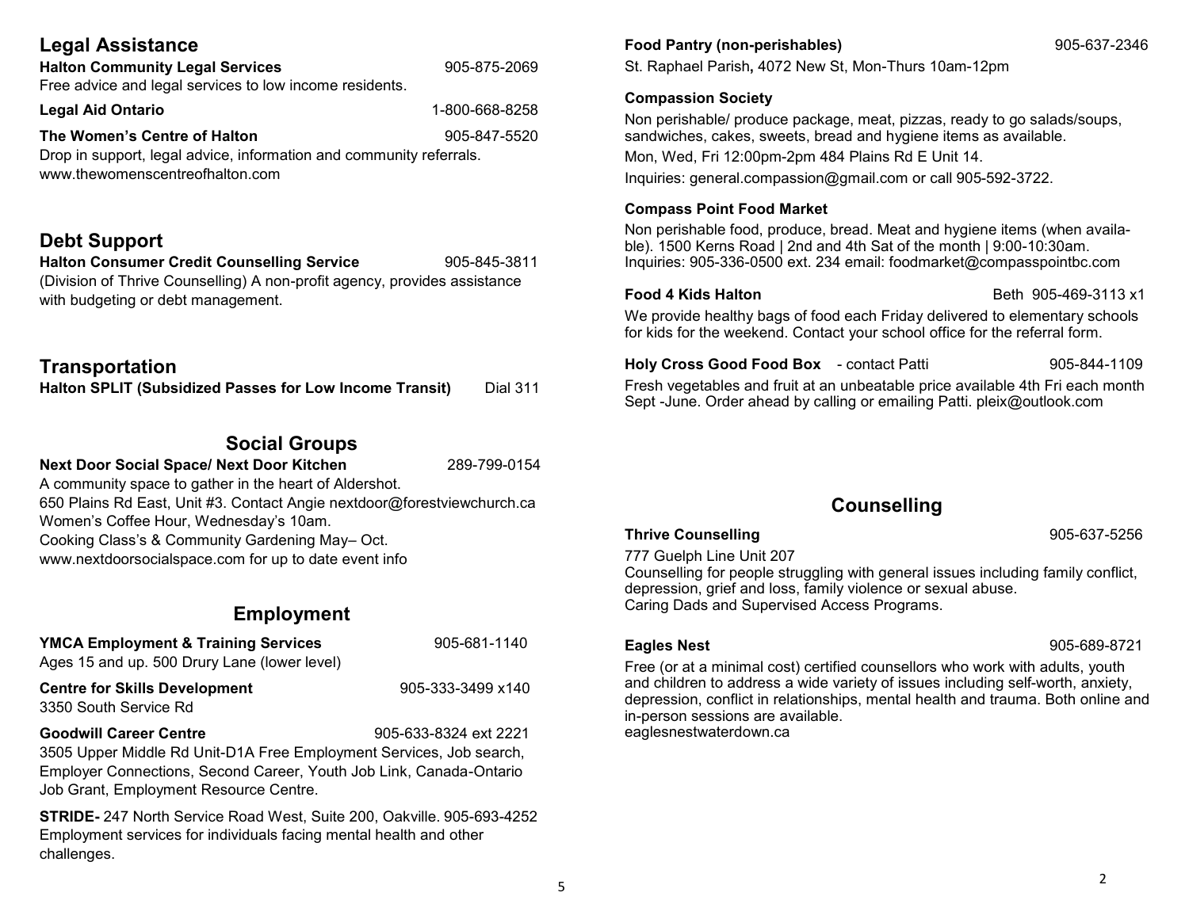## Legal Assistance

**Halton Community Legal Services** 905-875-2069
Free advice and legal services to low income residents.

**Legal Aid Ontario** 1-800-668-8258

**The Women's Centre of Halton** 905-847-5520
Drop in support, legal advice, information and community referrals.
www.thewomenscentreofhalton.com

## Debt Support

**Halton Consumer Credit Counselling Service** 905-845-3811
(Division of Thrive Counselling) A non-profit agency, provides assistance with budgeting or debt management.

## Transportation

**Halton SPLIT (Subsidized Passes for Low Income Transit)** Dial 311

## Social Groups

**Next Door Social Space/ Next Door Kitchen** 289-799-0154
A community space to gather in the heart of Aldershot.
650 Plains Rd East, Unit #3. Contact Angie nextdoor@forestviewchurch.ca
Women's Coffee Hour, Wednesday's 10am.
Cooking Class's & Community Gardening May– Oct.
www.nextdoorsocialspace.com for up to date event info

## Employment

**YMCA Employment & Training Services** 905-681-1140
Ages 15 and up. 500 Drury Lane (lower level)

**Centre for Skills Development** 905-333-3499 x140
3350 South Service Rd

**Goodwill Career Centre** 905-633-8324 ext 2221
3505 Upper Middle Rd Unit-D1A Free Employment Services, Job search, Employer Connections, Second Career, Youth Job Link, Canada-Ontario Job Grant, Employment Resource Centre.

**STRIDE-** 247 North Service Road West, Suite 200, Oakville. 905-693-4252
Employment services for individuals facing mental health and other challenges.

**Food Pantry (non-perishables)** 905-637-2346
St. Raphael Parish**,** 4072 New St, Mon-Thurs 10am-12pm

**Compassion Society**
Non perishable/ produce package, meat, pizzas, ready to go salads/soups, sandwiches, cakes, sweets, bread and hygiene items as available.
Mon, Wed, Fri 12:00pm-2pm 484 Plains Rd E Unit 14.
Inquiries: general.compassion@gmail.com or call 905-592-3722.

**Compass Point Food Market**
Non perishable food, produce, bread. Meat and hygiene items (when available). 1500 Kerns Road | 2nd and 4th Sat of the month | 9:00-10:30am.
Inquiries: 905-336-0500 ext. 234 email: foodmarket@compasspointbc.com

**Food 4 Kids Halton** Beth 905-469-3113 x1
We provide healthy bags of food each Friday delivered to elementary schools for kids for the weekend. Contact your school office for the referral form.

**Holy Cross Good Food Box** - contact Patti 905-844-1109
Fresh vegetables and fruit at an unbeatable price available 4th Fri each month Sept -June. Order ahead by calling or emailing Patti. pleix@outlook.com

## Counselling

**Thrive Counselling** 905-637-5256
777 Guelph Line Unit 207
Counselling for people struggling with general issues including family conflict, depression, grief and loss, family violence or sexual abuse.
Caring Dads and Supervised Access Programs.

**Eagles Nest** 905-689-8721
Free (or at a minimal cost) certified counsellors who work with adults, youth and children to address a wide variety of issues including self-worth, anxiety, depression, conflict in relationships, mental health and trauma. Both online and in-person sessions are available.
eaglesnestwaterdown.ca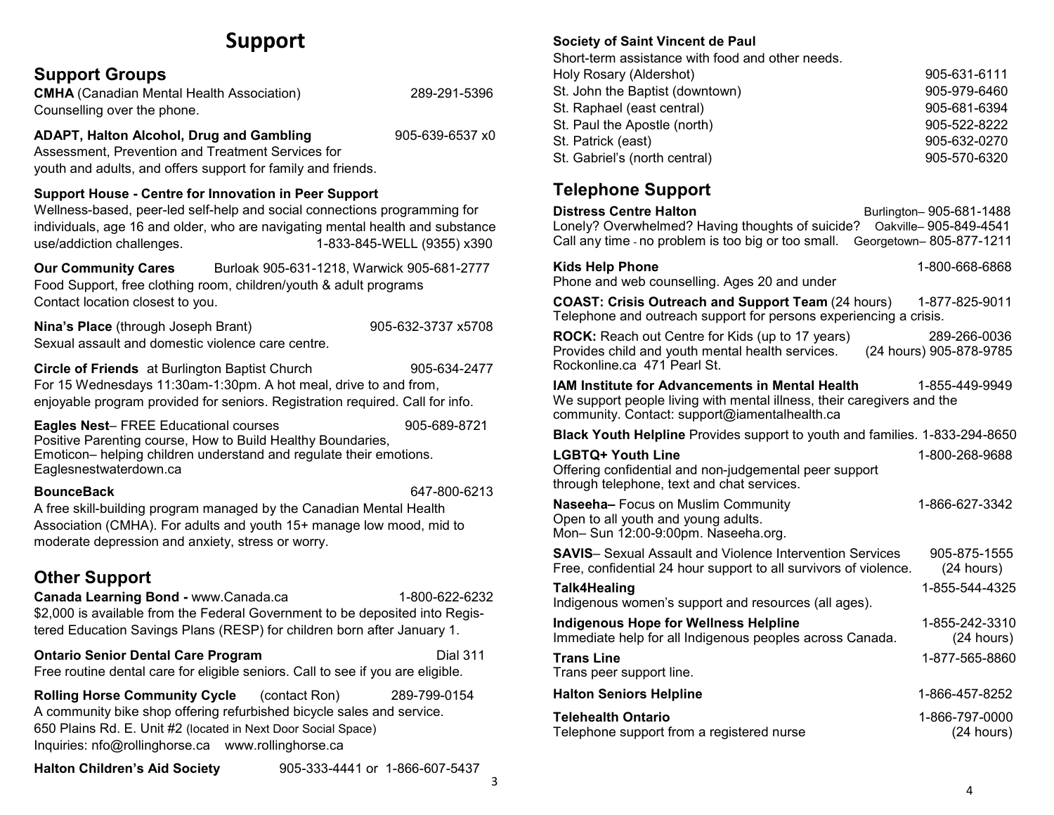# Support

## Support Groups

**CMHA** (Canadian Mental Health Association) 289-291-5396
Counselling over the phone.

**ADAPT, Halton Alcohol, Drug and Gambling** 905-639-6537 x0
Assessment, Prevention and Treatment Services for youth and adults, and offers support for family and friends.

**Support House - Centre for Innovation in Peer Support**
Wellness-based, peer-led self-help and social connections programming for individuals, age 16 and older, who are navigating mental health and substance use/addiction challenges. 1-833-845-WELL (9355) x390

**Our Community Cares** Burloak 905-631-1218, Warwick 905-681-2777
Food Support, free clothing room, children/youth & adult programs
Contact location closest to you.

**Nina's Place** (through Joseph Brant) 905-632-3737 x5708
Sexual assault and domestic violence care centre.

**Circle of Friends** at Burlington Baptist Church 905-634-2477
For 15 Wednesdays 11:30am-1:30pm. A hot meal, drive to and from, enjoyable program provided for seniors. Registration required. Call for info.

**Eagles Nest**– FREE Educational courses 905-689-8721
Positive Parenting course, How to Build Healthy Boundaries, Emoticon– helping children understand and regulate their emotions.
Eaglesnestwaterdown.ca

**BounceBack** 647-800-6213
A free skill-building program managed by the Canadian Mental Health Association (CMHA). For adults and youth 15+ manage low mood, mid to moderate depression and anxiety, stress or worry.

## Other Support

**Canada Learning Bond -** www.Canada.ca 1-800-622-6232
$2,000 is available from the Federal Government to be deposited into Registered Education Savings Plans (RESP) for children born after January 1.

**Ontario Senior Dental Care Program** Dial 311
Free routine dental care for eligible seniors. Call to see if you are eligible.

**Rolling Horse Community Cycle** (contact Ron) 289-799-0154
A community bike shop offering refurbished bicycle sales and service.
650 Plains Rd. E. Unit #2 (located in Next Door Social Space)
Inquiries: nfo@rollinghorse.ca www.rollinghorse.ca

**Halton Children's Aid Society** 905-333-4441 or 1-866-607-5437

**Society of Saint Vincent de Paul**
Short-term assistance with food and other needs.

| | |
|---|---|
| Holy Rosary (Aldershot) | 905-631-6111 |
| St. John the Baptist (downtown) | 905-979-6460 |
| St. Raphael (east central) | 905-681-6394 |
| St. Paul the Apostle (north) | 905-522-8222 |
| St. Patrick (east) | 905-632-0270 |
| St. Gabriel's (north central) | 905-570-6320 |

## Telephone Support

**Distress Centre Halton** Burlington– 905-681-1488, Oakville– 905-849-4541, Georgetown– 805-877-1211
Lonely? Overwhelmed? Having thoughts of suicide?
Call any time - no problem is too big or too small.

**Kids Help Phone** 1-800-668-6868
Phone and web counselling. Ages 20 and under

**COAST: Crisis Outreach and Support Team** (24 hours) 1-877-825-9011
Telephone and outreach support for persons experiencing a crisis.

**ROCK:** Reach out Centre for Kids (up to 17 years) 289-266-0036
Provides child and youth mental health services. (24 hours) 905-878-9785
Rockonline.ca 471 Pearl St.

**IAM Institute for Advancements in Mental Health** 1-855-449-9949
We support people living with mental illness, their caregivers and the community. Contact: support@iamentalhealth.ca

**Black Youth Helpline** Provides support to youth and families. 1-833-294-8650

**LGBTQ+ Youth Line** 1-800-268-9688
Offering confidential and non-judgemental peer support through telephone, text and chat services.

**Naseeha–** Focus on Muslim Community 1-866-627-3342
Open to all youth and young adults.
Mon– Sun 12:00-9:00pm. Naseeha.org.

**SAVIS**– Sexual Assault and Violence Intervention Services 905-875-1555 (24 hours)
Free, confidential 24 hour support to all survivors of violence.

**Talk4Healing** 1-855-544-4325
Indigenous women's support and resources (all ages).

**Indigenous Hope for Wellness Helpline** 1-855-242-3310 (24 hours)
Immediate help for all Indigenous peoples across Canada.

**Trans Line** 1-877-565-8860
Trans peer support line.

**Halton Seniors Helpline** 1-866-457-8252

**Telehealth Ontario** 1-866-797-0000 (24 hours)
Telephone support from a registered nurse